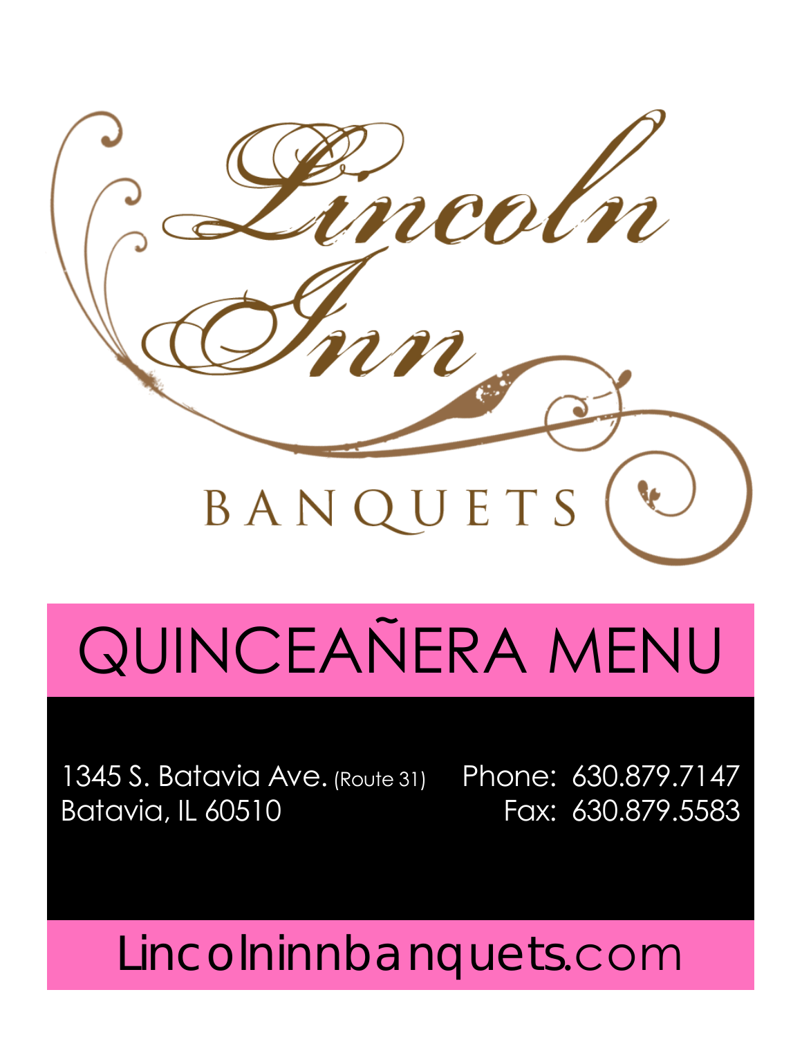# Lincoln Inn

BANQUETS

# QUINCEAÑERA MENU

1345 S. Batavia Ave. (Route 31)
Batavia, IL 60510

Phone: 630.879.7147
Fax: 630.879.5583

Lincolninnbanquets.com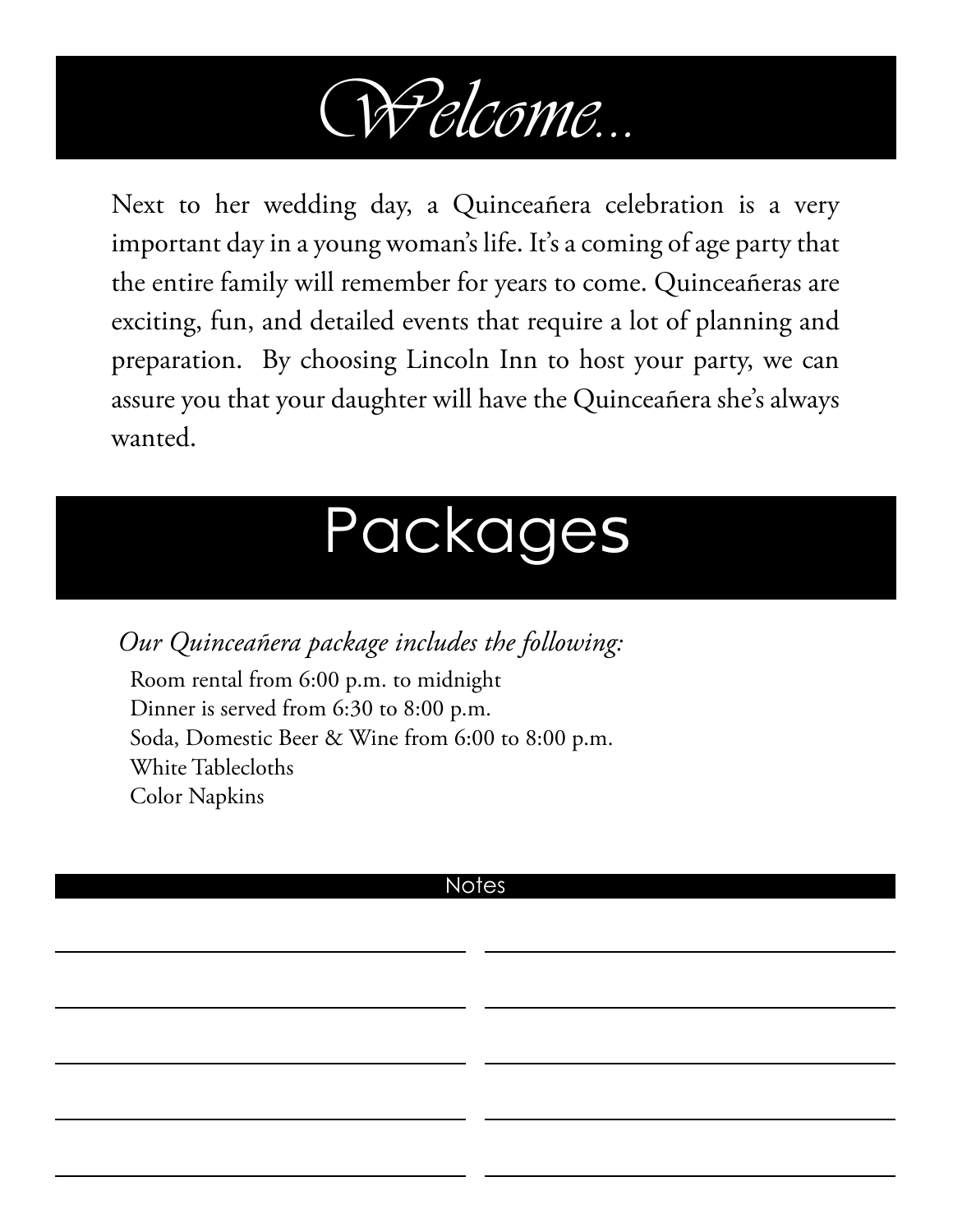# Welcome...

Next to her wedding day, a Quinceañera celebration is a very important day in a young woman's life. It's a coming of age party that the entire family will remember for years to come. Quinceañeras are exciting, fun, and detailed events that require a lot of planning and preparation. By choosing Lincoln Inn to host your party, we can assure you that your daughter will have the Quinceañera she's always wanted.

# Packages

*Our Quinceañera package includes the following:*

Room rental from 6:00 p.m. to midnight
Dinner is served from 6:30 to 8:00 p.m.
Soda, Domestic Beer & Wine from 6:00 to 8:00 p.m.
White Tablecloths
Color Napkins

## Notes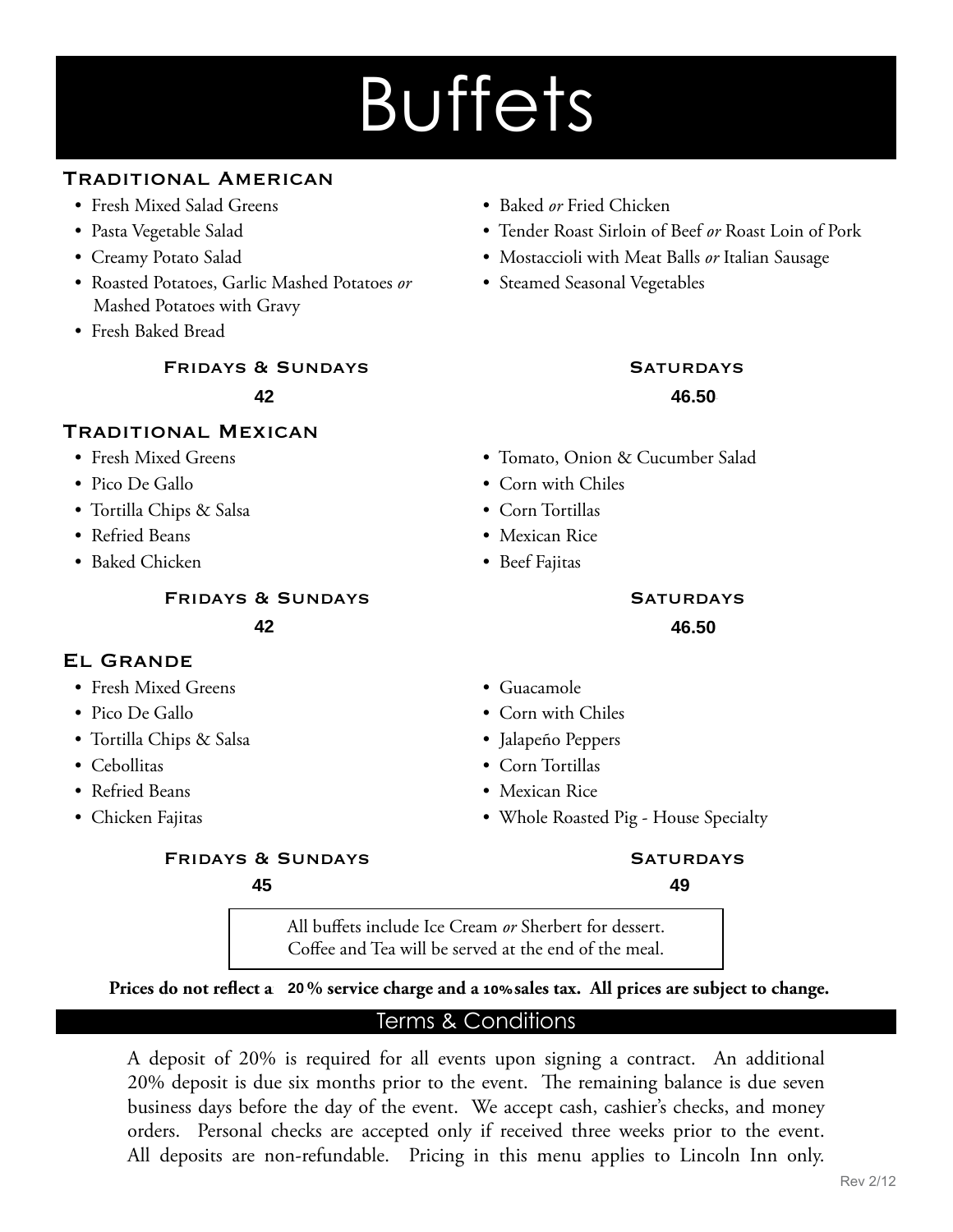# Buffets

## Traditional American

- Fresh Mixed Salad Greens
- Pasta Vegetable Salad
- Creamy Potato Salad
- Roasted Potatoes, Garlic Mashed Potatoes *or* Mashed Potatoes with Gravy
- Fresh Baked Bread
- Baked *or* Fried Chicken
- Tender Roast Sirloin of Beef *or* Roast Loin of Pork
- Mostaccioli with Meat Balls *or* Italian Sausage
- Steamed Seasonal Vegetables

| Fridays & Sundays | Saturdays |
|---|---|
| 42 | 46.50 |

## Traditional Mexican

- Fresh Mixed Greens
- Pico De Gallo
- Tortilla Chips & Salsa
- Refried Beans
- Baked Chicken
- Tomato, Onion & Cucumber Salad
- Corn with Chiles
- Corn Tortillas
- Mexican Rice
- Beef Fajitas

| Fridays & Sundays | Saturdays |
|---|---|
| 42 | 46.50 |

## El Grande

- Fresh Mixed Greens
- Pico De Gallo
- Tortilla Chips & Salsa
- Cebollitas
- Refried Beans
- Chicken Fajitas
- Guacamole
- Corn with Chiles
- Jalapeño Peppers
- Corn Tortillas
- Mexican Rice
- Whole Roasted Pig - House Specialty

| Fridays & Sundays | Saturdays |
|---|---|
| 45 | 49 |

All buffets include Ice Cream *or* Sherbert for dessert.
Coffee and Tea will be served at the end of the meal.

**Prices do not reflect a 20% service charge and a 10% sales tax. All prices are subject to change.**

## Terms & Conditions

A deposit of 20% is required for all events upon signing a contract. An additional 20% deposit is due six months prior to the event. The remaining balance is due seven business days before the day of the event. We accept cash, cashier's checks, and money orders. Personal checks are accepted only if received three weeks prior to the event. All deposits are non-refundable. Pricing in this menu applies to Lincoln Inn only.

Rev 2/12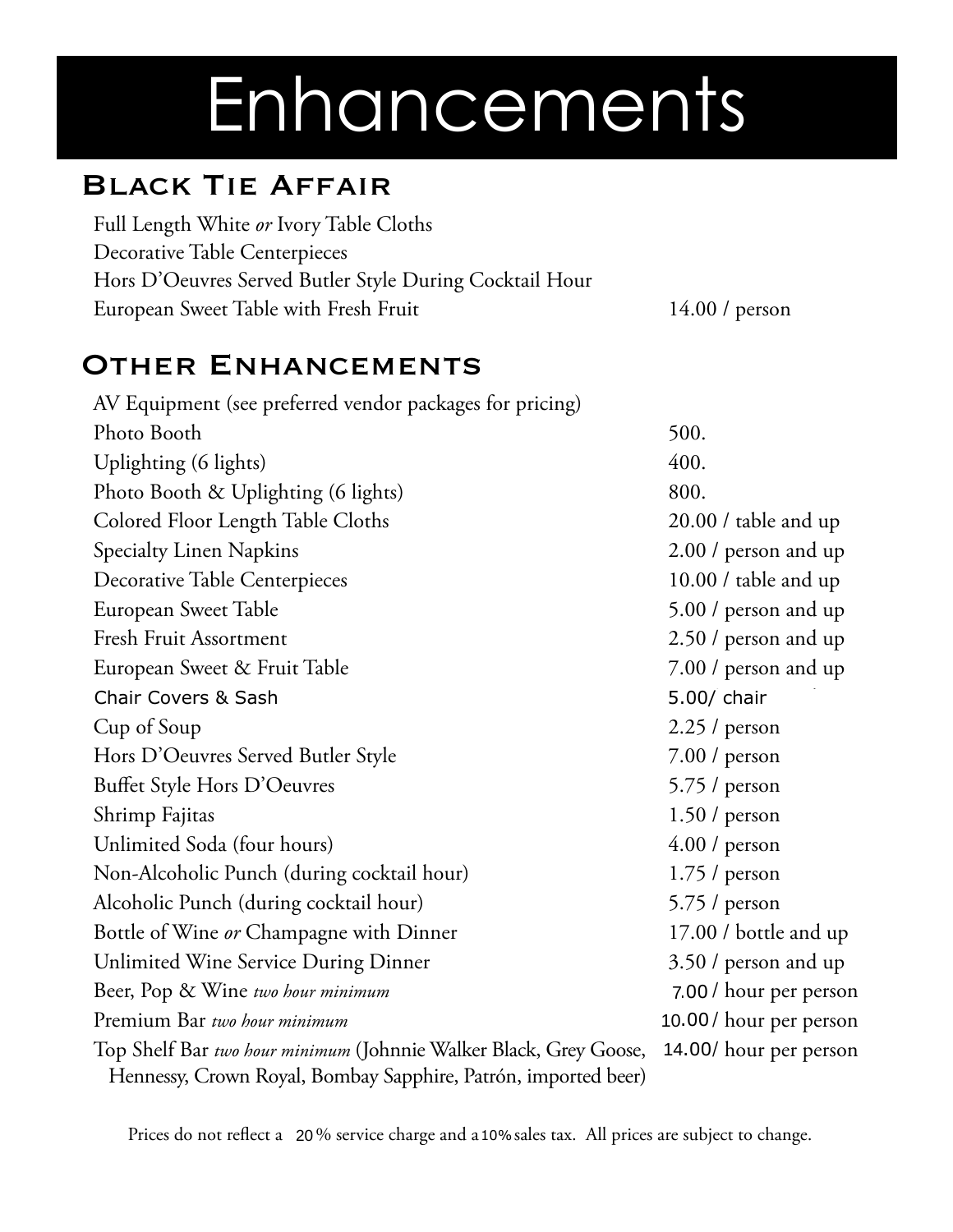# Enhancements

## Black Tie Affair

| | |
|---|---|
| Full Length White *or* Ivory Table Cloths | |
| Decorative Table Centerpieces | |
| Hors D'Oeuvres Served Butler Style During Cocktail Hour | |
| European Sweet Table with Fresh Fruit | 14.00 / person |

## Other Enhancements

| | |
|---|---|
| AV Equipment (see preferred vendor packages for pricing) | |
| Photo Booth | 500. |
| Uplighting (6 lights) | 400. |
| Photo Booth & Uplighting (6 lights) | 800. |
| Colored Floor Length Table Cloths | 20.00 / table and up |
| Specialty Linen Napkins | 2.00 / person and up |
| Decorative Table Centerpieces | 10.00 / table and up |
| European Sweet Table | 5.00 / person and up |
| Fresh Fruit Assortment | 2.50 / person and up |
| European Sweet & Fruit Table | 7.00 / person and up |
| Chair Covers & Sash | 5.00/ chair |
| Cup of Soup | 2.25 / person |
| Hors D'Oeuvres Served Butler Style | 7.00 / person |
| Buffet Style Hors D'Oeuvres | 5.75 / person |
| Shrimp Fajitas | 1.50 / person |
| Unlimited Soda (four hours) | 4.00 / person |
| Non-Alcoholic Punch (during cocktail hour) | 1.75 / person |
| Alcoholic Punch (during cocktail hour) | 5.75 / person |
| Bottle of Wine *or* Champagne with Dinner | 17.00 / bottle and up |
| Unlimited Wine Service During Dinner | 3.50 / person and up |
| Beer, Pop & Wine *two hour minimum* | 7.00 / hour per person |
| Premium Bar *two hour minimum* | 10.00 / hour per person |
| Top Shelf Bar *two hour minimum* (Johnnie Walker Black, Grey Goose, Hennessy, Crown Royal, Bombay Sapphire, Patrón, imported beer) | 14.00/ hour per person |

Prices do not reflect a 20% service charge and a 10% sales tax. All prices are subject to change.